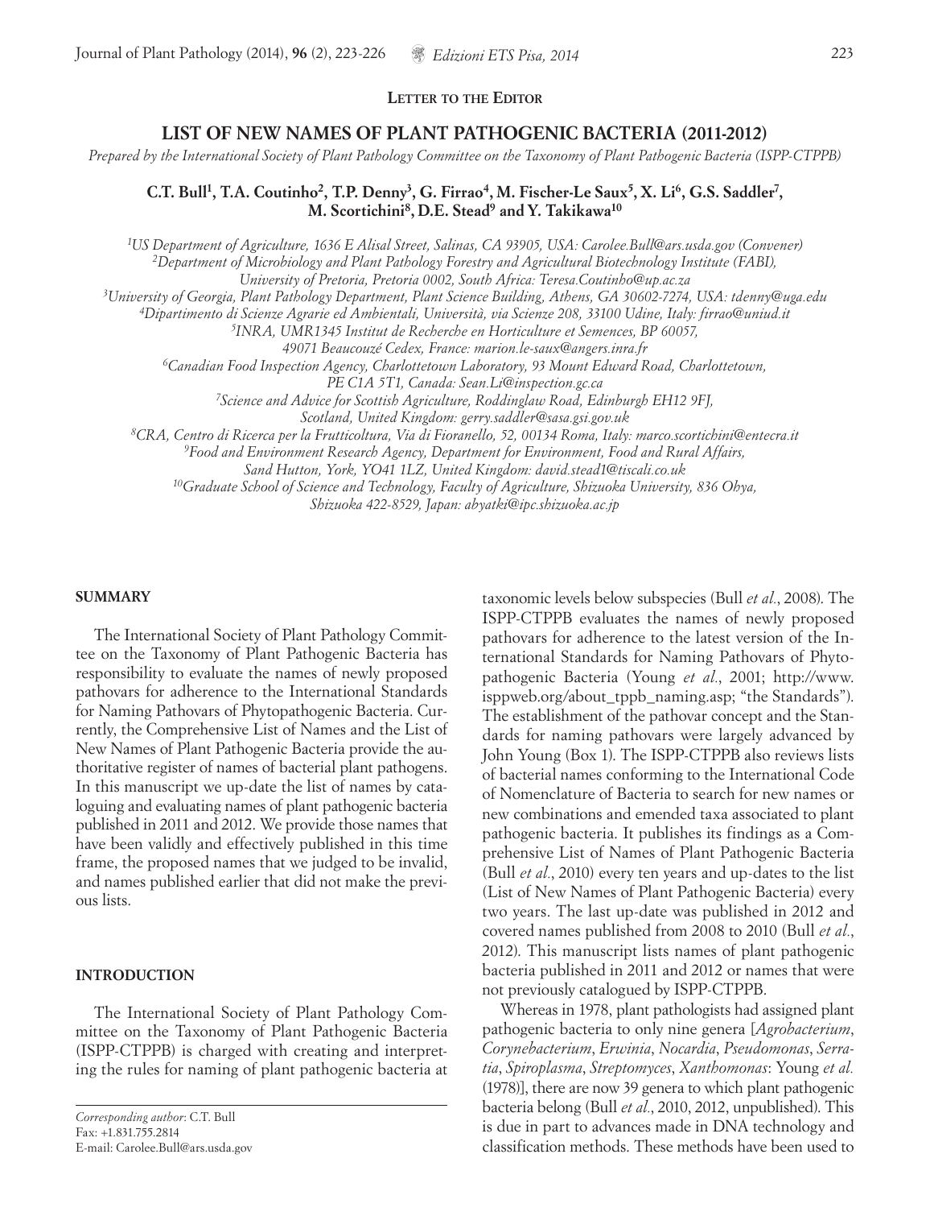**Letter to the Editor**

# LIST OF NEW NAMES OF PLANT PATHOGENIC BACTERIA (2011-2012)

*Prepared by the International Society of Plant Pathology Committee on the Taxonomy of Plant Pathogenic Bacteria (ISPP-CTPPB)*

**C.T. Bull[1], T.A. Coutinho[2], T.P. Denny[3], G. Firrao[4], M. Fischer-Le Saux[5], X. Li[6], G.S. Saddler[7], M. Scortichini[8], D.E. Stead[9] and Y. Takikawa[10]**

[1]*US Department of Agriculture, 1636 E Alisal Street, Salinas, CA 93905, USA: Carolee.Bull@ars.usda.gov (Convener)*
[2]*Department of Microbiology and Plant Pathology Forestry and Agricultural Biotechnology Institute (FABI), University of Pretoria, Pretoria 0002, South Africa: Teresa.Coutinho@up.ac.za*
[3]*University of Georgia, Plant Pathology Department, Plant Science Building, Athens, GA 30602-7274, USA: tdenny@uga.edu*
[4]*Dipartimento di Scienze Agrarie ed Ambientali, Università, via Scienze 208, 33100 Udine, Italy: firrao@uniud.it*
[5]*INRA, UMR1345 Institut de Recherche en Horticulture et Semences, BP 60057, 49071 Beaucouzé Cedex, France: marion.le-saux@angers.inra.fr*
[6]*Canadian Food Inspection Agency, Charlottetown Laboratory, 93 Mount Edward Road, Charlottetown, PE C1A 5T1, Canada: Sean.Li@inspection.gc.ca*
[7]*Science and Advice for Scottish Agriculture, Roddinglaw Road, Edinburgh EH12 9FJ, Scotland, United Kingdom: gerry.saddler@sasa.gsi.gov.uk*
[8]*CRA, Centro di Ricerca per la Frutticoltura, Via di Fioranello, 52, 00134 Roma, Italy: marco.scortichini@entecra.it*
[9]*Food and Environment Research Agency, Department for Environment, Food and Rural Affairs, Sand Hutton, York, YO41 1LZ, United Kingdom: david.stead1@tiscali.co.uk*
[10]*Graduate School of Science and Technology, Faculty of Agriculture, Shizuoka University, 836 Ohya, Shizuoka 422-8529, Japan: abyatki@ipc.shizuoka.ac.jp*

## SUMMARY

The International Society of Plant Pathology Committee on the Taxonomy of Plant Pathogenic Bacteria has responsibility to evaluate the names of newly proposed pathovars for adherence to the International Standards for Naming Pathovars of Phytopathogenic Bacteria. Currently, the Comprehensive List of Names and the List of New Names of Plant Pathogenic Bacteria provide the authoritative register of names of bacterial plant pathogens. In this manuscript we up-date the list of names by cataloguing and evaluating names of plant pathogenic bacteria published in 2011 and 2012. We provide those names that have been validly and effectively published in this time frame, the proposed names that we judged to be invalid, and names published earlier that did not make the previous lists.

## INTRODUCTION

The International Society of Plant Pathology Committee on the Taxonomy of Plant Pathogenic Bacteria (ISPP-CTPPB) is charged with creating and interpreting the rules for naming of plant pathogenic bacteria at taxonomic levels below subspecies (Bull *et al.*, 2008). The ISPP-CTPPB evaluates the names of newly proposed pathovars for adherence to the latest version of the International Standards for Naming Pathovars of Phytopathogenic Bacteria (Young *et al.*, 2001; http://www.isppweb.org/about_tppb_naming.asp; "the Standards"). The establishment of the pathovar concept and the Standards for naming pathovars were largely advanced by John Young (Box 1). The ISPP-CTPPB also reviews lists of bacterial names conforming to the International Code of Nomenclature of Bacteria to search for new names or new combinations and emended taxa associated to plant pathogenic bacteria. It publishes its findings as a Comprehensive List of Names of Plant Pathogenic Bacteria (Bull *et al.*, 2010) every ten years and up-dates to the list (List of New Names of Plant Pathogenic Bacteria) every two years. The last up-date was published in 2012 and covered names published from 2008 to 2010 (Bull *et al.*, 2012). This manuscript lists names of plant pathogenic bacteria published in 2011 and 2012 or names that were not previously catalogued by ISPP-CTPPB.

Whereas in 1978, plant pathologists had assigned plant pathogenic bacteria to only nine genera [*Agrobacterium*, *Corynebacterium*, *Erwinia*, *Nocardia*, *Pseudomonas*, *Serratia*, *Spiroplasma*, *Streptomyces*, *Xanthomonas*: Young *et al.* (1978)], there are now 39 genera to which plant pathogenic bacteria belong (Bull *et al.*, 2010, 2012, unpublished). This is due in part to advances made in DNA technology and classification methods. These methods have been used to

---

*Corresponding author*: C.T. Bull
Fax: +1.831.755.2814
E-mail: Carolee.Bull@ars.usda.gov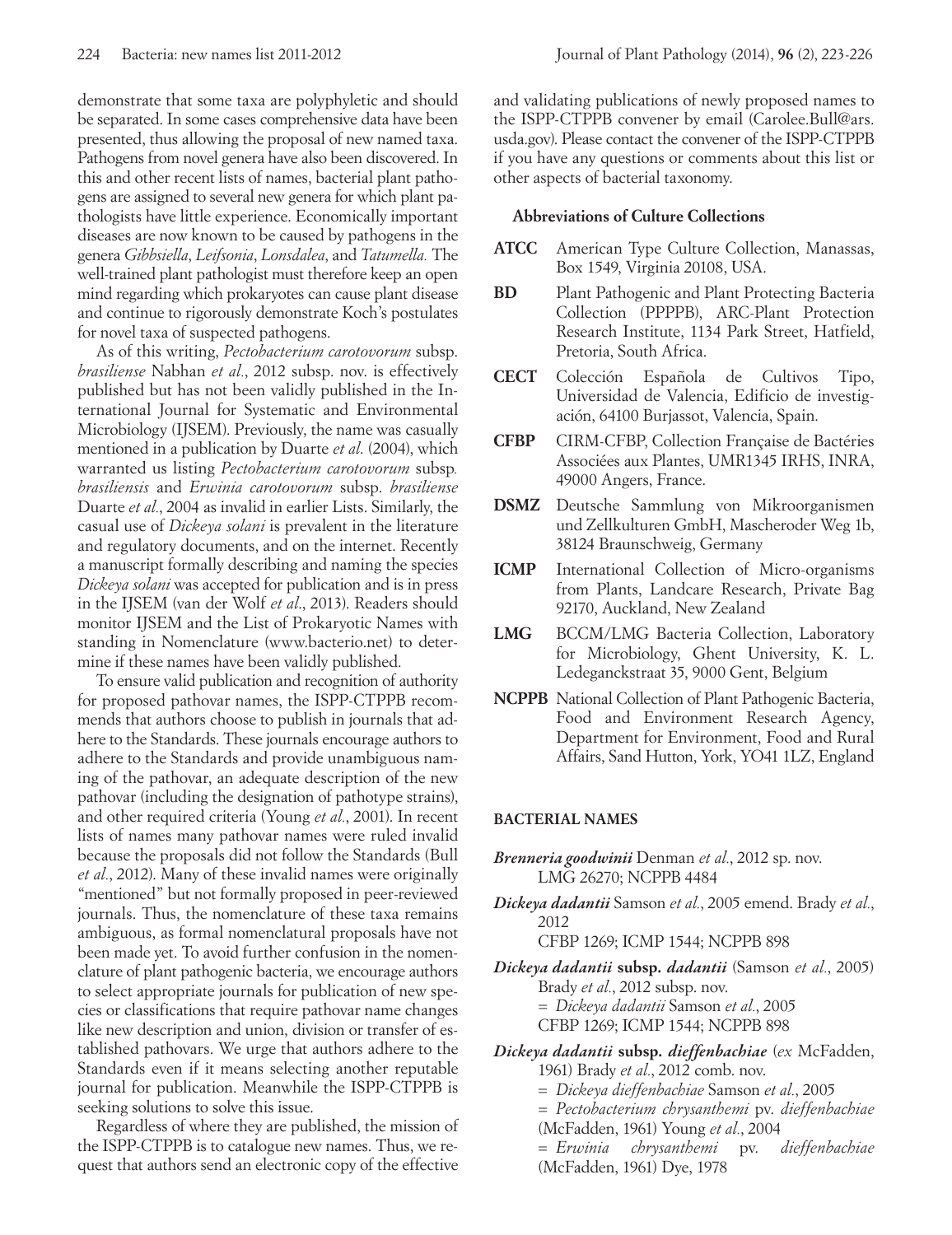demonstrate that some taxa are polyphyletic and should be separated. In some cases comprehensive data have been presented, thus allowing the proposal of new named taxa. Pathogens from novel genera have also been discovered. In this and other recent lists of names, bacterial plant pathogens are assigned to several new genera for which plant pathologists have little experience. Economically important diseases are now known to be caused by pathogens in the genera *Gibbsiella*, *Leifsonia*, *Lonsdalea*, and *Tatumella.* The well-trained plant pathologist must therefore keep an open mind regarding which prokaryotes can cause plant disease and continue to rigorously demonstrate Koch's postulates for novel taxa of suspected pathogens.

As of this writing, *Pectobacterium carotovorum* subsp. *brasiliense* Nabhan *et al.*, 2012 subsp. nov. is effectively published but has not been validly published in the International Journal for Systematic and Environmental Microbiology (IJSEM). Previously, the name was casually mentioned in a publication by Duarte *et al.* (2004), which warranted us listing *Pectobacterium carotovorum* subsp. *brasiliensis* and *Erwinia carotovorum* subsp. *brasiliense* Duarte *et al.*, 2004 as invalid in earlier Lists. Similarly, the casual use of *Dickeya solani* is prevalent in the literature and regulatory documents, and on the internet. Recently a manuscript formally describing and naming the species *Dickeya solani* was accepted for publication and is in press in the IJSEM (van der Wolf *et al.*, 2013). Readers should monitor IJSEM and the List of Prokaryotic Names with standing in Nomenclature (www.bacterio.net) to determine if these names have been validly published.

To ensure valid publication and recognition of authority for proposed pathovar names, the ISPP-CTPPB recommends that authors choose to publish in journals that adhere to the Standards. These journals encourage authors to adhere to the Standards and provide unambiguous naming of the pathovar, an adequate description of the new pathovar (including the designation of pathotype strains), and other required criteria (Young *et al.*, 2001). In recent lists of names many pathovar names were ruled invalid because the proposals did not follow the Standards (Bull *et al.*, 2012). Many of these invalid names were originally "mentioned" but not formally proposed in peer-reviewed journals. Thus, the nomenclature of these taxa remains ambiguous, as formal nomenclatural proposals have not been made yet. To avoid further confusion in the nomenclature of plant pathogenic bacteria, we encourage authors to select appropriate journals for publication of new species or classifications that require pathovar name changes like new description and union, division or transfer of established pathovars. We urge that authors adhere to the Standards even if it means selecting another reputable journal for publication. Meanwhile the ISPP-CTPPB is seeking solutions to solve this issue.

Regardless of where they are published, the mission of the ISPP-CTPPB is to catalogue new names. Thus, we request that authors send an electronic copy of the effective and validating publications of newly proposed names to the ISPP-CTPPB convener by email (Carolee.Bull@ars.usda.gov). Please contact the convener of the ISPP-CTPPB if you have any questions or comments about this list or other aspects of bacterial taxonomy.

### Abbreviations of Culture Collections

**ATCC** American Type Culture Collection, Manassas, Box 1549, Virginia 20108, USA.

**BD** Plant Pathogenic and Plant Protecting Bacteria Collection (PPPPB), ARC-Plant Protection Research Institute, 1134 Park Street, Hatfield, Pretoria, South Africa.

**CECT** Colección Española de Cultivos Tipo, Universidad de Valencia, Edificio de investigación, 64100 Burjassot, Valencia, Spain.

**CFBP** CIRM-CFBP, Collection Française de Bactéries Associées aux Plantes, UMR1345 IRHS, INRA, 49000 Angers, France.

**DSMZ** Deutsche Sammlung von Mikroorganismen und Zellkulturen GmbH, Mascheroder Weg 1b, 38124 Braunschweig, Germany

**ICMP** International Collection of Micro-organisms from Plants, Landcare Research, Private Bag 92170, Auckland, New Zealand

**LMG** BCCM/LMG Bacteria Collection, Laboratory for Microbiology, Ghent University, K. L. Ledeganckstraat 35, 9000 Gent, Belgium

**NCPPB** National Collection of Plant Pathogenic Bacteria, Food and Environment Research Agency, Department for Environment, Food and Rural Affairs, Sand Hutton, York, YO41 1LZ, England

## BACTERIAL NAMES

***Brenneria goodwinii*** Denman *et al.*, 2012 sp. nov.
LMG 26270; NCPPB 4484

***Dickeya dadantii*** Samson *et al.*, 2005 emend. Brady *et al.*, 2012
CFBP 1269; ICMP 1544; NCPPB 898

***Dickeya dadantii* subsp. *dadantii*** (Samson *et al.*, 2005) Brady *et al.*, 2012 subsp. nov.
= *Dickeya dadantii* Samson *et al.*, 2005
CFBP 1269; ICMP 1544; NCPPB 898

***Dickeya dadantii* subsp. *dieffenbachiae*** (*ex* McFadden, 1961) Brady *et al.*, 2012 comb. nov.
= *Dickeya dieffenbachiae* Samson *et al.*, 2005
= *Pectobacterium chrysanthemi* pv. *dieffenbachiae* (McFadden, 1961) Young *et al.*, 2004
= *Erwinia chrysanthemi* pv. *dieffenbachiae* (McFadden, 1961) Dye, 1978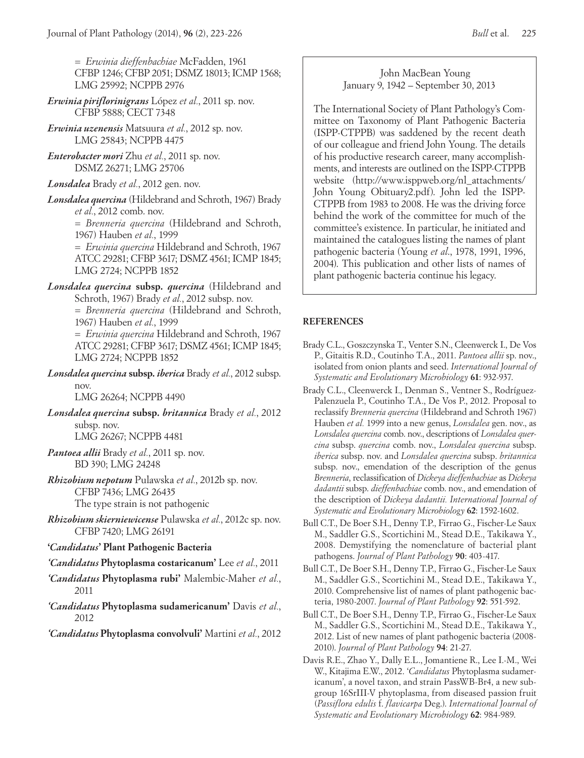= *Erwinia dieffenbachiae* McFadden, 1961
CFBP 1246; CFBP 2051; DSMZ 18013; ICMP 1568; LMG 25992; NCPPB 2976

***Erwinia piriflorinigrans*** López *et al.*, 2011 sp. nov.
CFBP 5888; CECT 7348

***Erwinia uzenensis*** Matsuura *et al.*, 2012 sp. nov.
LMG 25843; NCPPB 4475

***Enterobacter mori*** Zhu *et al.*, 2011 sp. nov.
DSMZ 26271; LMG 25706

***Lonsdalea*** Brady *et al.*, 2012 gen. nov.

***Lonsdalea quercina*** (Hildebrand and Schroth, 1967) Brady *et al.*, 2012 comb. nov.
= *Brenneria quercina* (Hildebrand and Schroth, 1967) Hauben *et al.*, 1999
= *Erwinia quercina* Hildebrand and Schroth, 1967
ATCC 29281; CFBP 3617; DSMZ 4561; ICMP 1845; LMG 2724; NCPPB 1852

***Lonsdalea quercina* subsp. *quercina*** (Hildebrand and Schroth, 1967) Brady *et al.*, 2012 subsp. nov.
= *Brenneria quercina* (Hildebrand and Schroth, 1967) Hauben *et al.*, 1999
= *Erwinia quercina* Hildebrand and Schroth, 1967
ATCC 29281; CFBP 3617; DSMZ 4561; ICMP 1845; LMG 2724; NCPPB 1852

***Lonsdalea quercina* subsp. *iberica*** Brady *et al.*, 2012 subsp. nov.
LMG 26264; NCPPB 4490

***Lonsdalea quercina* subsp. *britannica*** Brady *et al.*, 2012 subsp. nov.
LMG 26267; NCPPB 4481

***Pantoea allii*** Brady *et al.*, 2011 sp. nov.
BD 390; LMG 24248

***Rhizobium nepotum*** Pulawska *et al.*, 2012b sp. nov.
CFBP 7436; LMG 26435
The type strain is not pathogenic

***Rhizobium skierniewicense*** Pulawska *et al.*, 2012c sp. nov.
CFBP 7420; LMG 26191

**'*Candidatus*' Plant Pathogenic Bacteria**

***'Candidatus* Phytoplasma costaricanum'** Lee *et al.*, 2011

***'Candidatus* Phytoplasma rubi'** Malembic-Maher *et al.*, 2011

***'Candidatus* Phytoplasma sudamericanum'** Davis *et al.*, 2012

***'Candidatus* Phytoplasma convolvuli'** Martini *et al.*, 2012

John MacBean Young
January 9, 1942 – September 30, 2013

The International Society of Plant Pathology's Committee on Taxonomy of Plant Pathogenic Bacteria (ISPP-CTPPB) was saddened by the recent death of our colleague and friend John Young. The details of his productive research career, many accomplishments, and interests are outlined on the ISPP-CTPPB website (http://www.isppweb.org/nl_attachments/John Young Obituary2.pdf). John led the ISPP-CTPPB from 1983 to 2008. He was the driving force behind the work of the committee for much of the committee's existence. In particular, he initiated and maintained the catalogues listing the names of plant pathogenic bacteria (Young *et al.*, 1978, 1991, 1996, 2004). This publication and other lists of names of plant pathogenic bacteria continue his legacy.

## REFERENCES

Brady C.L., Goszczynska T., Venter S.N., Cleenwerck I., De Vos P., Gitaitis R.D., Coutinho T.A., 2011. *Pantoea allii* sp. nov., isolated from onion plants and seed. *International Journal of Systematic and Evolutionary Microbiology* **61**: 932-937.

Brady C.L., Cleenwerck I., Denman S., Ventner S., Rodríguez-Palenzuela P., Coutinho T.A., De Vos P., 2012. Proposal to reclassify *Brenneria quercina* (Hildebrand and Schroth 1967) Hauben *et al.* 1999 into a new genus, *Lonsdalea* gen. nov., as *Lonsdalea quercina* comb. nov., descriptions of *Lonsdalea quercina* subsp. *quercina* comb. nov., *Lonsdalea quercina* subsp. *iberica* subsp. nov. and *Lonsdalea quercina* subsp. *britannica* subsp. nov., emendation of the description of the genus *Brenneria*, reclassification of *Dickeya dieffenbachiae* as *Dickeya dadantii* subsp. *dieffenbachiae* comb. nov., and emendation of the description of *Dickeya dadantii. International Journal of Systematic and Evolutionary Microbiology* **62**: 1592-1602.

Bull C.T., De Boer S.H., Denny T.P., Firrao G., Fischer-Le Saux M., Saddler G.S., Scortichini M., Stead D.E., Takikawa Y., 2008. Demystifying the nomenclature of bacterial plant pathogens. *Journal of Plant Pathology* **90**: 403-417.

Bull C.T., De Boer S.H., Denny T.P., Firrao G., Fischer-Le Saux M., Saddler G.S., Scortichini M., Stead D.E., Takikawa Y., 2010. Comprehensive list of names of plant pathogenic bacteria, 1980-2007. *Journal of Plant Pathology* **92**: 551-592.

Bull C.T., De Boer S.H., Denny T.P., Firrao G., Fischer-Le Saux M., Saddler G.S., Scortichini M., Stead D.E., Takikawa Y., 2012. List of new names of plant pathogenic bacteria (2008-2010). *Journal of Plant Pathology* **94**: 21-27.

Davis R.E., Zhao Y., Dally E.L., Jomantiene R., Lee I.-M., Wei W., Kitajima E.W., 2012. '*Candidatus* Phytoplasma sudamericanum', a novel taxon, and strain PassWB-Br4, a new subgroup 16SrIII-V phytoplasma, from diseased passion fruit (*Passiflora edulis* f. *flavicarpa* Deg.). *International Journal of Systematic and Evolutionary Microbiology* **62**: 984-989.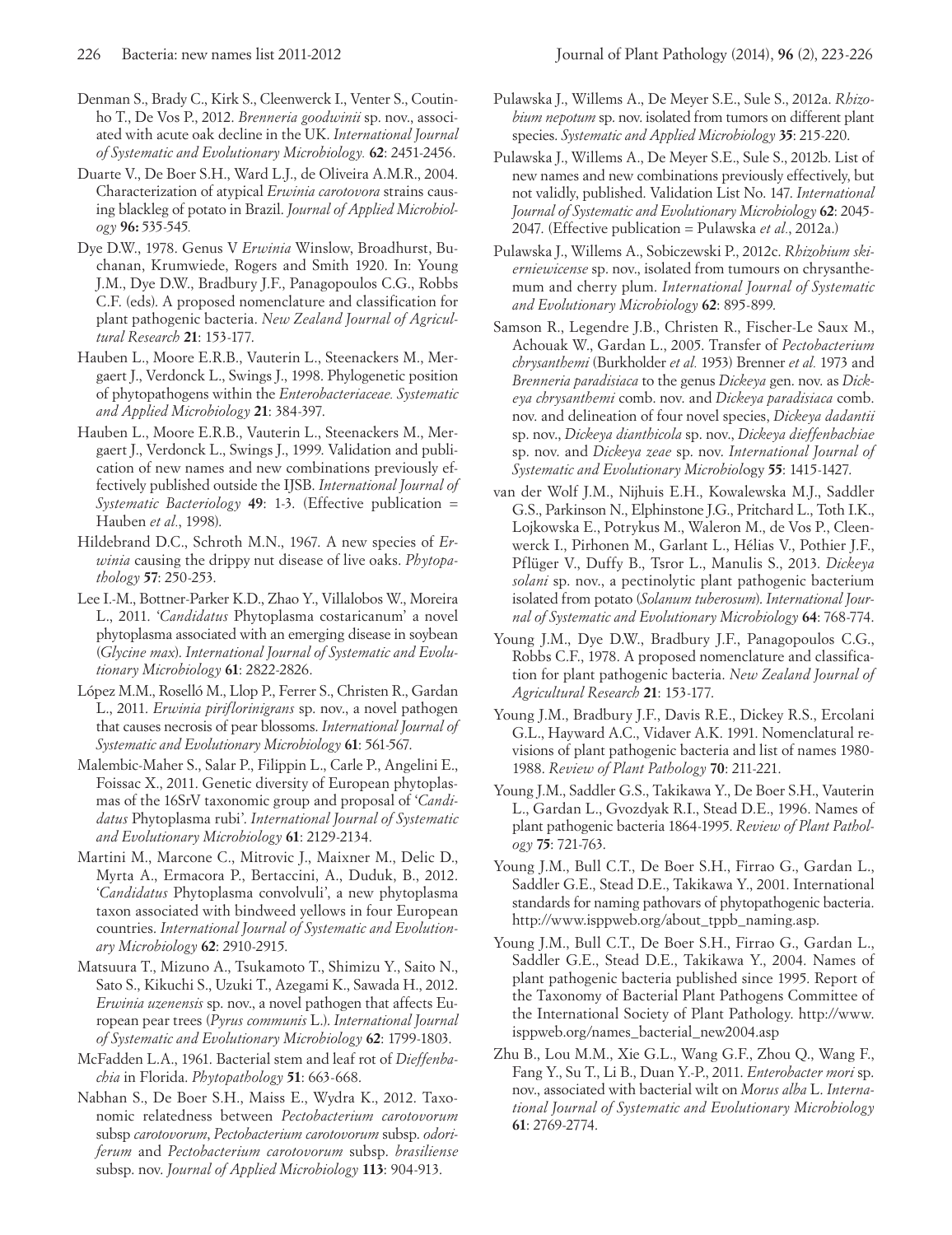Denman S., Brady C., Kirk S., Cleenwerck I., Venter S., Coutinho T., De Vos P., 2012. *Brenneria goodwinii* sp. nov., associated with acute oak decline in the UK. *International Journal of Systematic and Evolutionary Microbiology.* **62**: 2451-2456.

Duarte V., De Boer S.H., Ward L.J., de Oliveira A.M.R., 2004. Characterization of atypical *Erwinia carotovora* strains causing blackleg of potato in Brazil. *Journal of Applied Microbiology* **96:** 535-545.

Dye D.W., 1978. Genus V *Erwinia* Winslow, Broadhurst, Buchanan, Krumwiede, Rogers and Smith 1920. In: Young J.M., Dye D.W., Bradbury J.F., Panagopoulos C.G., Robbs C.F. (eds). A proposed nomenclature and classification for plant pathogenic bacteria. *New Zealand Journal of Agricultural Research* **21**: 153-177.

Hauben L., Moore E.R.B., Vauterin L., Steenackers M., Mergaert J., Verdonck L., Swings J., 1998. Phylogenetic position of phytopathogens within the *Enterobacteriaceae. Systematic and Applied Microbiology* **21**: 384-397.

Hauben L., Moore E.R.B., Vauterin L., Steenackers M., Mergaert J., Verdonck L., Swings J., 1999. Validation and publication of new names and new combinations previously effectively published outside the IJSB. *International Journal of Systematic Bacteriology* **49**: 1-3. (Effective publication = Hauben *et al*., 1998).

Hildebrand D.C., Schroth M.N., 1967. A new species of *Erwinia* causing the drippy nut disease of live oaks. *Phytopathology* **57**: 250-253.

Lee I.-M., Bottner-Parker K.D., Zhao Y., Villalobos W., Moreira L., 2011. '*Candidatus* Phytoplasma costaricanum' a novel phytoplasma associated with an emerging disease in soybean (*Glycine max*). *International Journal of Systematic and Evolutionary Microbiology* **61**: 2822-2826.

López M.M., Roselló M., Llop P., Ferrer S., Christen R., Gardan L., 2011. *Erwinia piriflorinigrans* sp. nov., a novel pathogen that causes necrosis of pear blossoms. *International Journal of Systematic and Evolutionary Microbiology* **61**: 561-567.

Malembic-Maher S., Salar P., Filippin L., Carle P., Angelini E., Foissac X., 2011. Genetic diversity of European phytoplasmas of the 16SrV taxonomic group and proposal of '*Candidatus* Phytoplasma rubi'. *International Journal of Systematic and Evolutionary Microbiology* **61**: 2129-2134.

Martini M., Marcone C., Mitrovic J., Maixner M., Delic D., Myrta A., Ermacora P., Bertaccini, A., Duduk, B., 2012. '*Candidatus* Phytoplasma convolvuli', a new phytoplasma taxon associated with bindweed yellows in four European countries. *International Journal of Systematic and Evolutionary Microbiology* **62**: 2910-2915.

Matsuura T., Mizuno A., Tsukamoto T., Shimizu Y., Saito N., Sato S., Kikuchi S., Uzuki T., Azegami K., Sawada H., 2012. *Erwinia uzenensis* sp. nov., a novel pathogen that affects European pear trees (*Pyrus communis* L.). *International Journal of Systematic and Evolutionary Microbiology* **62**: 1799-1803.

McFadden L.A., 1961. Bacterial stem and leaf rot of *Dieffenbachia* in Florida. *Phytopathology* **51**: 663-668.

Nabhan S., De Boer S.H., Maiss E., Wydra K., 2012. Taxonomic relatedness between *Pectobacterium carotovorum* subsp *carotovorum*, *Pectobacterium carotovorum* subsp. *odoriferum* and *Pectobacterium carotovorum* subsp. *brasiliense* subsp. nov. *Journal of Applied Microbiology* **113**: 904-913.

Pulawska J., Willems A., De Meyer S.E., Sule S., 2012a. *Rhizobium nepotum* sp. nov. isolated from tumors on different plant species. *Systematic and Applied Microbiology* **35**: 215-220.

Pulawska J., Willems A., De Meyer S.E., Sule S., 2012b. List of new names and new combinations previously effectively, but not validly, published. Validation List No. 147. *International Journal of Systematic and Evolutionary Microbiology* **62**: 2045-2047. (Effective publication = Pulawska *et al*., 2012a.)

Pulawska J., Willems A., Sobiczewski P., 2012c. *Rhizobium skierniewicense* sp. nov., isolated from tumours on chrysanthemum and cherry plum. *International Journal of Systematic and Evolutionary Microbiology* **62**: 895-899.

Samson R., Legendre J.B., Christen R., Fischer-Le Saux M., Achouak W., Gardan L., 2005. Transfer of *Pectobacterium chrysanthemi* (Burkholder *et al.* 1953) Brenner *et al.* 1973 and *Brenneria paradisiaca* to the genus *Dickeya* gen. nov. as *Dickeya chrysanthemi* comb. nov. and *Dickeya paradisiaca* comb. nov. and delineation of four novel species, *Dickeya dadantii* sp. nov., *Dickeya dianthicola* sp. nov., *Dickeya dieffenbachiae* sp. nov. and *Dickeya zeae* sp. nov. *International Journal of Systematic and Evolutionary Microbiology* **55**: 1415-1427.

van der Wolf J.M., Nijhuis E.H., Kowalewska M.J., Saddler G.S., Parkinson N., Elphinstone J.G., Pritchard L., Toth I.K., Lojkowska E., Potrykus M., Waleron M., de Vos P., Cleenwerck I., Pirhonen M., Garlant L., Hélias V., Pothier J.F., Pflüger V., Duffy B., Tsror L., Manulis S., 2013. *Dickeya solani* sp. nov., a pectinolytic plant pathogenic bacterium isolated from potato (*Solanum tuberosum*). *International Journal of Systematic and Evolutionary Microbiology* **64**: 768-774.

Young J.M., Dye D.W., Bradbury J.F., Panagopoulos C.G., Robbs C.F., 1978. A proposed nomenclature and classification for plant pathogenic bacteria. *New Zealand Journal of Agricultural Research* **21**: 153-177.

Young J.M., Bradbury J.F., Davis R.E., Dickey R.S., Ercolani G.L., Hayward A.C., Vidaver A.K. 1991. Nomenclatural revisions of plant pathogenic bacteria and list of names 1980-1988. *Review of Plant Pathology* **70**: 211-221.

Young J.M., Saddler G.S., Takikawa Y., De Boer S.H., Vauterin L., Gardan L., Gvozdyak R.I., Stead D.E., 1996. Names of plant pathogenic bacteria 1864-1995. *Review of Plant Pathology* **75**: 721-763.

Young J.M., Bull C.T., De Boer S.H., Firrao G., Gardan L., Saddler G.E., Stead D.E., Takikawa Y., 2001. International standards for naming pathovars of phytopathogenic bacteria. http://www.isppweb.org/about_tppb_naming.asp.

Young J.M., Bull C.T., De Boer S.H., Firrao G., Gardan L., Saddler G.E., Stead D.E., Takikawa Y., 2004. Names of plant pathogenic bacteria published since 1995. Report of the Taxonomy of Bacterial Plant Pathogens Committee of the International Society of Plant Pathology. http://www.isppweb.org/names_bacterial_new2004.asp

Zhu B., Lou M.M., Xie G.L., Wang G.F., Zhou Q., Wang F., Fang Y., Su T., Li B., Duan Y.-P., 2011. *Enterobacter mori* sp. nov., associated with bacterial wilt on *Morus alba* L. *International Journal of Systematic and Evolutionary Microbiology* **61**: 2769-2774.